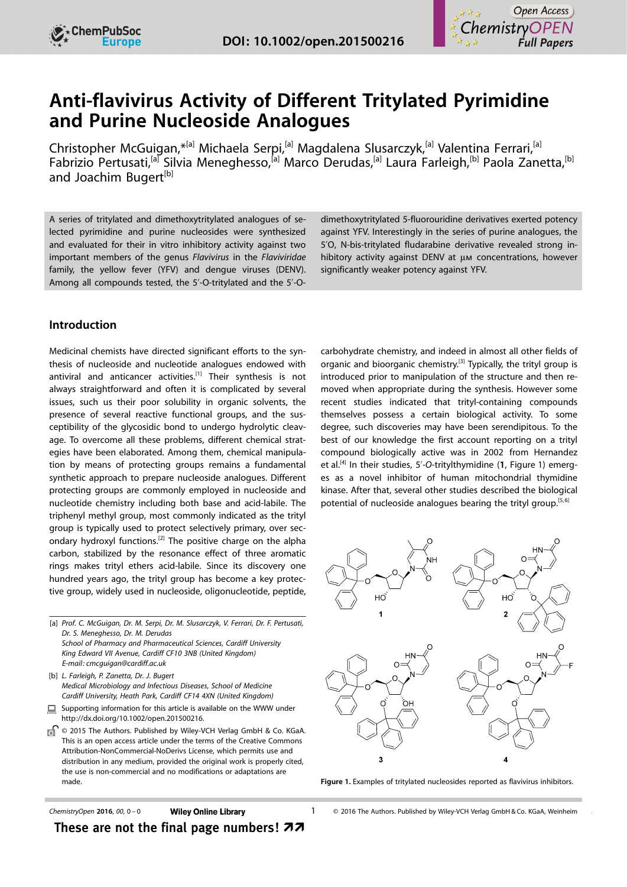# Anti-flavivirus Activity of Different Tritylated Pyrimidine and Purine Nucleoside Analogues

Christopher McGuigan,*[a] Michaela Serpi,[a] Magdalena Slusarczyk,[a] Valentina Ferrari,[a] Fabrizio Pertusati,[a] Silvia Meneghesso,[a] Marco Derudas,[a] Laura Farleigh,[b] Paola Zanetta,[b] and Joachim Bugert[b]

A series of tritylated and dimethoxytritylated analogues of selected pyrimidine and purine nucleosides were synthesized and evaluated for their in vitro inhibitory activity against two important members of the genus *Flavivirus* in the *Flaviviridae* family, the yellow fever (YFV) and dengue viruses (DENV). Among all compounds tested, the 5′-O-tritylated and the 5′-O-dimethoxytritylated 5-fluorouridine derivatives exerted potency against YFV. Interestingly in the series of purine analogues, the 5′O, N-bis-tritylated fludarabine derivative revealed strong inhibitory activity against DENV at μM concentrations, however significantly weaker potency against YFV.

## Introduction

Medicinal chemists have directed significant efforts to the synthesis of nucleoside and nucleotide analogues endowed with antiviral and anticancer activities.[1] Their synthesis is not always straightforward and often it is complicated by several issues, such us their poor solubility in organic solvents, the presence of several reactive functional groups, and the susceptibility of the glycosidic bond to undergo hydrolytic cleavage. To overcome all these problems, different chemical strategies have been elaborated. Among them, chemical manipulation by means of protecting groups remains a fundamental synthetic approach to prepare nucleoside analogues. Different protecting groups are commonly employed in nucleoside and nucleotide chemistry including both base and acid-labile. The triphenyl methyl group, most commonly indicated as the trityl group is typically used to protect selectively primary, over secondary hydroxyl functions.[2] The positive charge on the alpha carbon, stabilized by the resonance effect of three aromatic rings makes trityl ethers acid-labile. Since its discovery one hundred years ago, the trityl group has become a key protective group, widely used in nucleoside, oligonucleotide, peptide, carbohydrate chemistry, and indeed in almost all other fields of organic and bioorganic chemistry.[3] Typically, the trityl group is introduced prior to manipulation of the structure and then removed when appropriate during the synthesis. However some recent studies indicated that trityl-containing compounds themselves possess a certain biological activity. To some degree, such discoveries may have been serendipitous. To the best of our knowledge the first account reporting on a trityl compound biologically active was in 2002 from Hernandez et al.[4] In their studies, 5′-*O*-tritylthymidine (**1**, Figure 1) emerges as a novel inhibitor of human mitochondrial thymidine kinase. After that, several other studies described the biological potential of nucleoside analogues bearing the trityl group.[5,6]

**Figure 1.** Examples of tritylated nucleosides reported as flavivirus inhibitors.

[a] Prof. C. McGuigan, Dr. M. Serpi, Dr. M. Slusarczyk, V. Ferrari, Dr. F. Pertusati, Dr. S. Meneghesso, Dr. M. Derudas
*School of Pharmacy and Pharmaceutical Sciences, Cardiff University*
*King Edward VII Avenue, Cardiff CF10 3NB (United Kingdom)*
*E-mail: cmcguigan@cardiff.ac.uk*

[b] L. Farleigh, P. Zanetta, Dr. J. Bugert
*Medical Microbiology and Infectious Diseases, School of Medicine*
*Cardiff University, Heath Park, Cardiff CF14 4XN (United Kingdom)*

Supporting information for this article is available on the WWW under http://dx.doi.org/10.1002/open.201500216.

© 2015 The Authors. Published by Wiley-VCH Verlag GmbH & Co. KGaA. This is an open access article under the terms of the Creative Commons Attribution-NonCommercial-NoDerivs License, which permits use and distribution in any medium, provided the original work is properly cited, the use is non-commercial and no modifications or adaptations are made.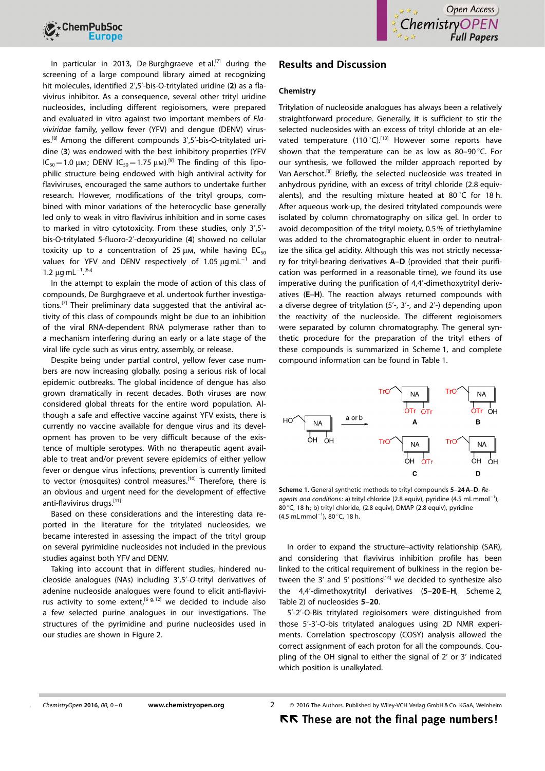In particular in 2013, De Burghgraeve et al.[7] during the screening of a large compound library aimed at recognizing hit molecules, identified 2′,5′-bis-O-tritylated uridine (**2**) as a flavivirus inhibitor. As a consequence, several other trityl uridine nucleosides, including different regioisomers, were prepared and evaluated in vitro against two important members of *Flaviviridae* family, yellow fever (YFV) and dengue (DENV) viruses.[8] Among the different compounds 3′,5′-bis-O-tritylated uridine (**3**) was endowed with the best inhibitory properties (YFV $IC_{50}$ = 1.0 μM; DENV $IC_{50}$ = 1.75 μM).[9] The finding of this lipophilic structure being endowed with high antiviral activity for flaviviruses, encouraged the same authors to undertake further research. However, modifications of the trityl groups, combined with minor variations of the heterocyclic base generally led only to weak in vitro flavivirus inhibition and in some cases to marked in vitro cytotoxicity. From these studies, only 3′,5′-bis-O-tritylated 5-fluoro-2′-deoxyuridine (**4**) showed no cellular toxicity up to a concentration of 25 μM, while having $EC_{50}$ values for YFV and DENV respectively of 1.05 μg mL$^{-1}$ and 1.2 μg mL$^{-1}$.[6a]

In the attempt to explain the mode of action of this class of compounds, De Burghgraeve et al. undertook further investigations.[7] Their preliminary data suggested that the antiviral activity of this class of compounds might be due to an inhibition of the viral RNA-dependent RNA polymerase rather than to a mechanism interfering during an early or a late stage of the viral life cycle such as virus entry, assembly, or release.

Despite being under partial control, yellow fever case numbers are now increasing globally, posing a serious risk of local epidemic outbreaks. The global incidence of dengue has also grown dramatically in recent decades. Both viruses are now considered global threats for the entire word population. Although a safe and effective vaccine against YFV exists, there is currently no vaccine available for dengue virus and its development has proven to be very difficult because of the existence of multiple serotypes. With no therapeutic agent available to treat and/or prevent severe epidemics of either yellow fever or dengue virus infections, prevention is currently limited to vector (mosquitoes) control measures.[10] Therefore, there is an obvious and urgent need for the development of effective anti-flavivirus drugs.[11]

Based on these considerations and the interesting data reported in the literature for the tritylated nucleosides, we became interested in assessing the impact of the trityl group on several pyrimidine nucleosides not included in the previous studies against both YFV and DENV.

Taking into account that in different studies, hindered nucleoside analogues (NAs) including 3′,5′-*O*-trityl derivatives of adenine nucleoside analogues were found to elicit anti-flavivirus activity to some extent,[6g,12] we decided to include also a few selected purine analogues in our investigations. The structures of the pyrimidine and purine nucleosides used in our studies are shown in Figure 2.

## Results and Discussion

### Chemistry

Tritylation of nucleoside analogues has always been a relatively straightforward procedure. Generally, it is sufficient to stir the selected nucleosides with an excess of trityl chloride at an elevated temperature (110 °C).[13] However some reports have shown that the temperature can be as low as 80–90 °C. For our synthesis, we followed the milder approach reported by Van Aerschot.[8] Briefly, the selected nucleoside was treated in anhydrous pyridine, with an excess of trityl chloride (2.8 equivalents), and the resulting mixture heated at 80 °C for 18 h. After aqueous work-up, the desired tritylated compounds were isolated by column chromatography on silica gel. In order to avoid decomposition of the trityl moiety, 0.5 % of triethylamine was added to the chromatographic eluent in order to neutralize the silica gel acidity. Although this was not strictly necessary for trityl-bearing derivatives **A**–**D** (provided that their purification was performed in a reasonable time), we found its use imperative during the purification of 4,4′-dimethoxytrityl derivatives (**E**–**H**). The reaction always returned compounds with a diverse degree of tritylation (5′-, 3′-, and 2′-) depending upon the reactivity of the nucleoside. The different regioisomers were separated by column chromatography. The general synthetic procedure for the preparation of the trityl ethers of these compounds is summarized in Scheme 1, and complete compound information can be found in Table 1.

**Scheme 1.** General synthetic methods to trityl compounds **5**–**24 A**–**D**. *Reagents and conditions*: a) trityl chloride (2.8 equiv), pyridine (4.5 mL mmol$^{-1}$), 80 °C, 18 h; b) trityl chloride, (2.8 equiv), DMAP (2.8 equiv), pyridine (4.5 mL mmol$^{-1}$), 80 °C, 18 h.

In order to expand the structure–activity relationship (SAR), and considering that flavivirus inhibition profile has been linked to the critical requirement of bulkiness in the region between the 3′ and 5′ positions[14] we decided to synthesize also the 4,4′-dimethoxytrityl derivatives (**5**–**20 E**–**H**, Scheme 2, Table 2) of nucleosides **5**–**20**.

5′-2′-O-Bis tritylated regioisomers were distinguished from those 5′-3′-O-bis tritylated analogues using 2D NMR experiments. Correlation spectroscopy (COSY) analysis allowed the correct assignment of each proton for all the compounds. Coupling of the OH signal to either the signal of 2′ or 3′ indicated which position is unalkylated.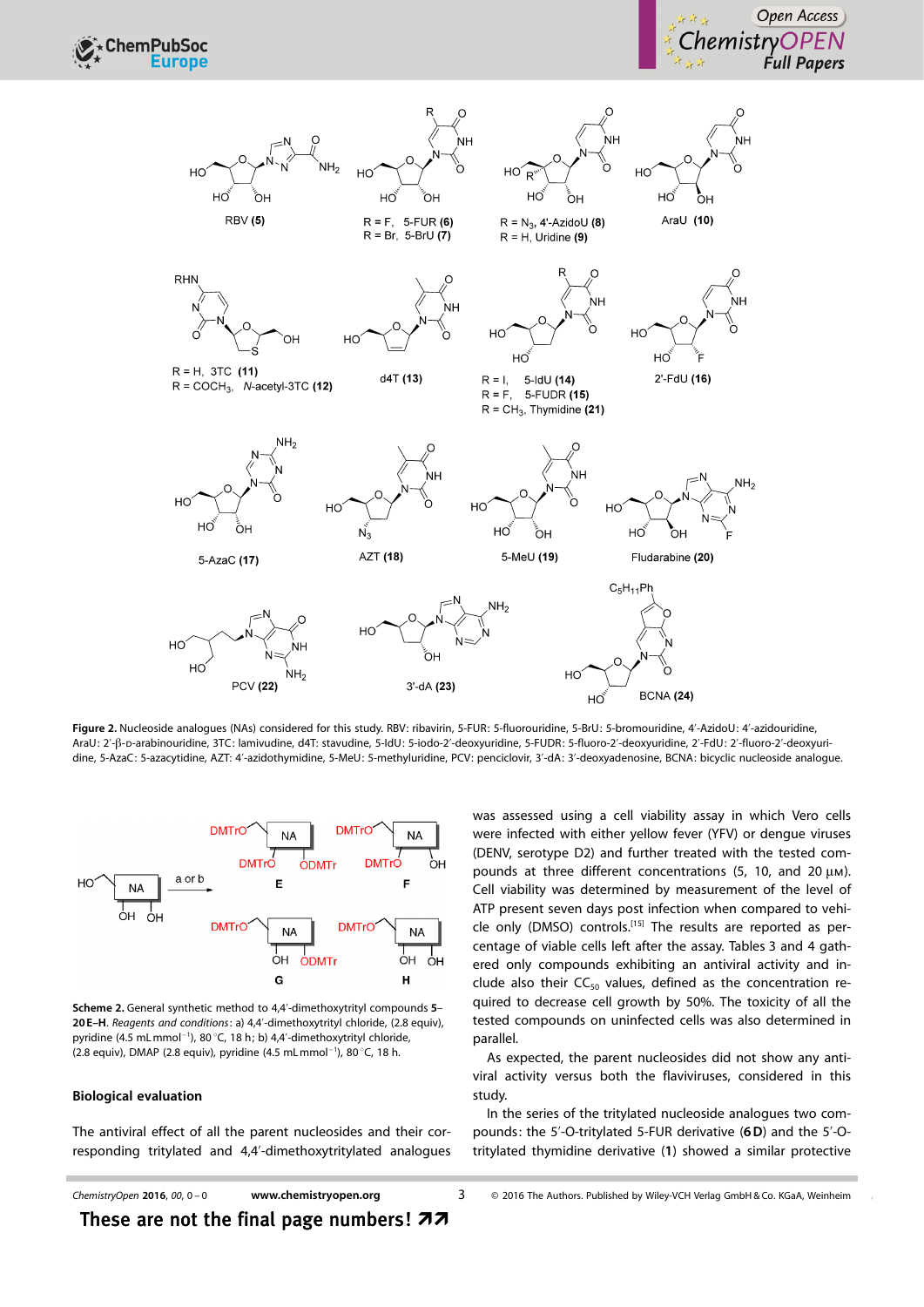**Figure 2.** Nucleoside analogues (NAs) considered for this study. RBV: ribavirin, 5-FUR: 5-fluorouridine, 5-BrU: 5-bromouridine, 4′-AzidoU: 4′-azidouridine, AraU: 2′-β-D-arabinouridine, 3TC: lamivudine, d4T: stavudine, 5-IdU: 5-iodo-2′-deoxyuridine, 5-FUDR: 5-fluoro-2′-deoxyuridine, 2′-FdU: 2′-fluoro-2′-deoxyuridine, 5-AzaC: 5-azacytidine, AZT: 4′-azidothymidine, 5-MeU: 5-methyluridine, PCV: penciclovir, 3′-dA: 3′-deoxyadenosine, BCNA: bicyclic nucleoside analogue.

**Scheme 2.** General synthetic method to 4,4′-dimethoxytrityl compounds **5**–**20 E**–**H**. *Reagents and conditions*: a) 4,4′-dimethoxytrityl chloride, (2.8 equiv), pyridine (4.5 mL mmol$^{-1}$), 80 °C, 18 h; b) 4,4′-dimethoxytrityl chloride, (2.8 equiv), DMAP (2.8 equiv), pyridine (4.5 mL mmol$^{-1}$), 80 °C, 18 h.

### Biological evaluation

The antiviral effect of all the parent nucleosides and their corresponding tritylated and 4,4′-dimethoxytritylated analogues was assessed using a cell viability assay in which Vero cells were infected with either yellow fever (YFV) or dengue viruses (DENV, serotype D2) and further treated with the tested compounds at three different concentrations (5, 10, and 20 μM). Cell viability was determined by measurement of the level of ATP present seven days post infection when compared to vehicle only (DMSO) controls.[15] The results are reported as percentage of viable cells left after the assay. Tables 3 and 4 gathered only compounds exhibiting an antiviral activity and include also their $CC_{50}$ values, defined as the concentration required to decrease cell growth by 50%. The toxicity of all the tested compounds on uninfected cells was also determined in parallel.

As expected, the parent nucleosides did not show any antiviral activity versus both the flaviviruses, considered in this study.

In the series of the tritylated nucleoside analogues two compounds: the 5′-O-tritylated 5-FUR derivative (**6 D**) and the 5′-O-tritylated thymidine derivative (**1**) showed a similar protective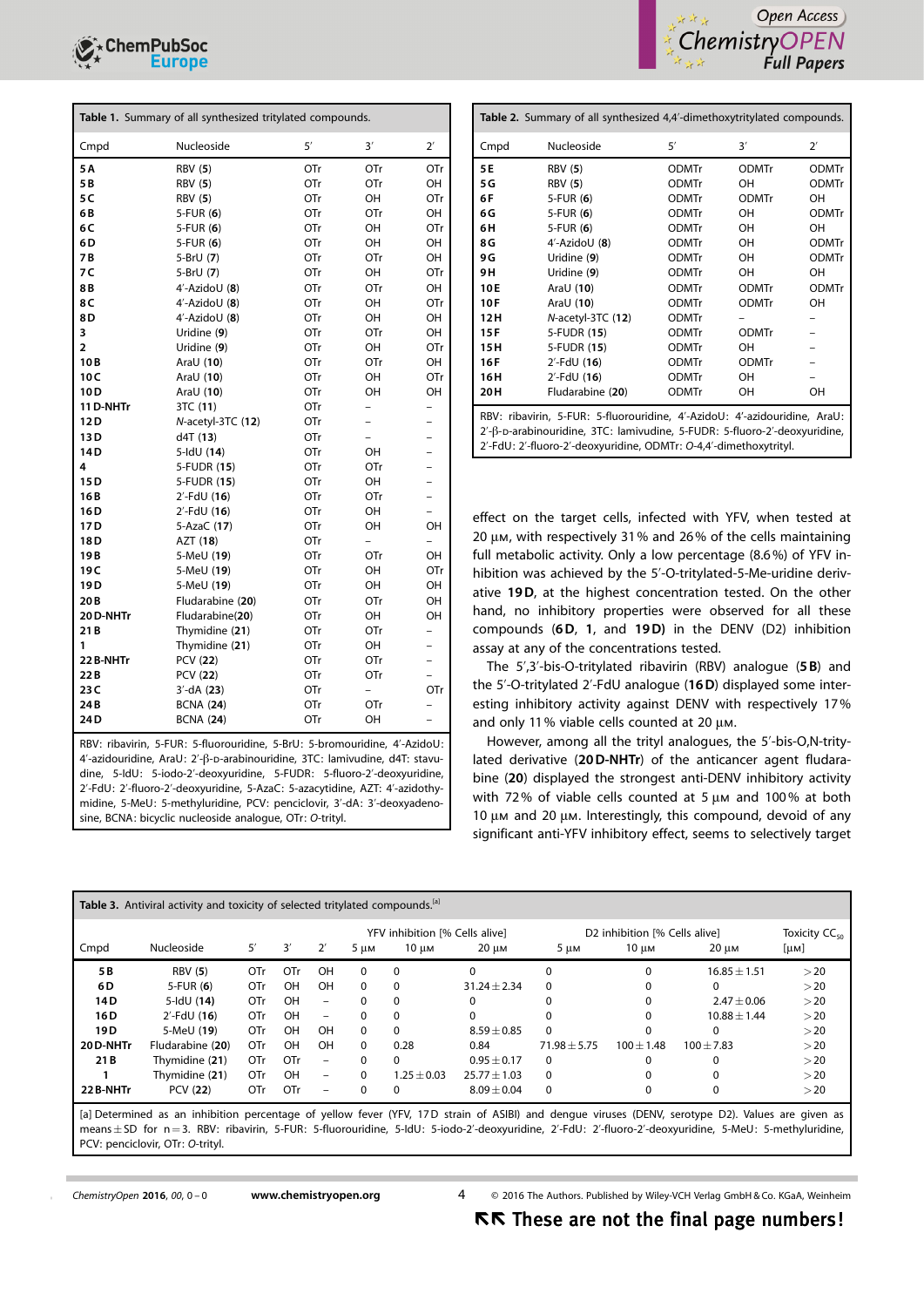**Table 1.** Summary of all synthesized tritylated compounds.

| Cmpd | Nucleoside | 5′ | 3′ | 2′ |
|---|---|---|---|---|
| **5A** | RBV (**5**) | OTr | OTr | OTr |
| **5B** | RBV (**5**) | OTr | OTr | OH |
| **5C** | RBV (**5**) | OTr | OH | OTr |
| **6B** | 5-FUR (**6**) | OTr | OTr | OH |
| **6C** | 5-FUR (**6**) | OTr | OH | OTr |
| **6D** | 5-FUR (**6**) | OTr | OH | OH |
| **7B** | 5-BrU (**7**) | OTr | OTr | OH |
| **7C** | 5-BrU (**7**) | OTr | OH | OTr |
| **8B** | 4′-AzidoU (**8**) | OTr | OTr | OH |
| **8C** | 4′-AzidoU (**8**) | OTr | OH | OTr |
| **8D** | 4′-AzidoU (**8**) | OTr | OH | OH |
| **3** | Uridine (**9**) | OTr | OTr | OH |
| **2** | Uridine (**9**) | OTr | OH | OTr |
| **10B** | AraU (**10**) | OTr | OTr | OH |
| **10C** | AraU (**10**) | OTr | OH | OTr |
| **10D** | AraU (**10**) | OTr | OH | OH |
| **11D-NHTr** | 3TC (**11**) | OTr | – | – |
| **12D** | *N*-acetyl-3TC (**12**) | OTr | – | – |
| **13D** | d4T (**13**) | OTr | – | – |
| **14D** | 5-IdU (**14**) | OTr | OH | – |
| **4** | 5-FUDR (**15**) | OTr | OTr | – |
| **15D** | 5-FUDR (**15**) | OTr | OH | – |
| **16B** | 2′-FdU (**16**) | OTr | OTr | – |
| **16D** | 2′-FdU (**16**) | OTr | OH | – |
| **17D** | 5-AzaC (**17**) | OTr | OH | OH |
| **18D** | AZT (**18**) | OTr | – | – |
| **19B** | 5-MeU (**19**) | OTr | OTr | OH |
| **19C** | 5-MeU (**19**) | OTr | OH | OTr |
| **19D** | 5-MeU (**19**) | OTr | OH | OH |
| **20B** | Fludarabine (**20**) | OTr | OTr | OH |
| **20D-NHTr** | Fludarabine(**20**) | OTr | OH | OH |
| **21B** | Thymidine (**21**) | OTr | OTr | – |
| **1** | Thymidine (**21**) | OTr | OH | – |
| **22B-NHTr** | PCV (**22**) | OTr | OTr | – |
| **22B** | PCV (**22**) | OTr | OTr | – |
| **23C** | 3′-dA (**23**) | OTr | – | OTr |
| **24B** | BCNA (**24**) | OTr | OTr | – |
| **24D** | BCNA (**24**) | OTr | OH | – |

RBV: ribavirin, 5-FUR: 5-fluorouridine, 5-BrU: 5-bromouridine, 4′-AzidoU: 4′-azidouridine, AraU: 2′-β-D-arabinouridine, 3TC: lamivudine, d4T: stavudine, 5-IdU: 5-iodo-2′-deoxyuridine, 5-FUDR: 5-fluoro-2′-deoxyuridine, 2′-FdU: 2′-fluoro-2′-deoxyuridine, 5-AzaC: 5-azacytidine, AZT: 4′-azidothymidine, 5-MeU: 5-methyluridine, PCV: penciclovir, 3′-dA: 3′-deoxyadenosine, BCNA: bicyclic nucleoside analogue, OTr: *O*-trityl.

**Table 2.** Summary of all synthesized 4,4′-dimethoxytritylated compounds.

| Cmpd | Nucleoside | 5′ | 3′ | 2′ |
|---|---|---|---|---|
| **5E** | RBV (**5**) | ODMTr | ODMTr | ODMTr |
| **5G** | RBV (**5**) | ODMTr | OH | ODMTr |
| **6F** | 5-FUR (**6**) | ODMTr | ODMTr | OH |
| **6G** | 5-FUR (**6**) | ODMTr | OH | ODMTr |
| **6H** | 5-FUR (**6**) | ODMTr | OH | OH |
| **8G** | 4′-AzidoU (**8**) | ODMTr | OH | ODMTr |
| **9G** | Uridine (**9**) | ODMTr | OH | ODMTr |
| **9H** | Uridine (**9**) | ODMTr | OH | OH |
| **10E** | AraU (**10**) | ODMTr | ODMTr | ODMTr |
| **10F** | AraU (**10**) | ODMTr | ODMTr | OH |
| **12H** | *N*-acetyl-3TC (**12**) | ODMTr | – | – |
| **15F** | 5-FUDR (**15**) | ODMTr | ODMTr | – |
| **15H** | 5-FUDR (**15**) | ODMTr | OH | – |
| **16F** | 2′-FdU (**16**) | ODMTr | ODMTr | – |
| **16H** | 2′-FdU (**16**) | ODMTr | OH | – |
| **20H** | Fludarabine (**20**) | ODMTr | OH | OH |

RBV: ribavirin, 5-FUR: 5-fluorouridine, 4′-AzidoU: 4′-azidouridine, AraU: 2′-β-D-arabinouridine, 3TC: lamivudine, 5-FUDR: 5-fluoro-2′-deoxyuridine, 2′-FdU: 2′-fluoro-2′-deoxyuridine, ODMTr: *O*-4,4′-dimethoxytrityl.

effect on the target cells, infected with YFV, when tested at 20 μM, with respectively 31% and 26% of the cells maintaining full metabolic activity. Only a low percentage (8.6%) of YFV inhibition was achieved by the 5′-O-tritylated-5-Me-uridine derivative **19D**, at the highest concentration tested. On the other hand, no inhibitory properties were observed for all these compounds (**6D**, **1**, and **19D**) in the DENV (D2) inhibition assay at any of the concentrations tested.

The 5′,3′-bis-O-tritylated ribavirin (RBV) analogue (**5B**) and the 5′-O-tritylated 2′-FdU analogue (**16D**) displayed some interesting inhibitory activity against DENV with respectively 17% and only 11% viable cells counted at 20 μM.

However, among all the trityl analogues, the 5′-bis-O,N-tritylated derivative (**20D-NHTr**) of the anticancer agent fludarabine (**20**) displayed the strongest anti-DENV inhibitory activity with 72% of viable cells counted at 5 μM and 100% at both 10 μM and 20 μM. Interestingly, this compound, devoid of any significant anti-YFV inhibitory effect, seems to selectively target

**Table 3.** Antiviral activity and toxicity of selected tritylated compounds.[a]

| Cmpd | Nucleoside | 5′ | 3′ | 2′ | YFV inhibition [% Cells alive] 5 μM | 10 μM | 20 μM | D2 inhibition [% Cells alive] 5 μM | 10 μM | 20 μM | Toxicity $CC_{50}$ [μM] |
|---|---|---|---|---|---|---|---|---|---|---|---|
| **5B** | RBV (**5**) | OTr | OTr | OH | 0 | 0 | 0 | 0 | 0 | 16.85 ± 1.51 | > 20 |
| **6D** | 5-FUR (**6**) | OTr | OH | OH | 0 | 0 | 31.24 ± 2.34 | 0 | 0 | 0 | > 20 |
| **14D** | 5-IdU (**14**) | OTr | OH | – | 0 | 0 | 0 | 0 | 0 | 2.47 ± 0.06 | > 20 |
| **16D** | 2′-FdU (**16**) | OTr | OH | – | 0 | 0 | 0 | 0 | 0 | 10.88 ± 1.44 | > 20 |
| **19D** | 5-MeU (**19**) | OTr | OH | OH | 0 | 0 | 8.59 ± 0.85 | 0 | 0 | 0 | > 20 |
| **20D-NHTr** | Fludarabine (**20**) | OTr | OH | OH | 0 | 0.28 | 0.84 | 71.98 ± 5.75 | 100 ± 1.48 | 100 ± 7.83 | > 20 |
| **21B** | Thymidine (**21**) | OTr | OTr | – | 0 | 0 | 0.95 ± 0.17 | 0 | 0 | 0 | > 20 |
| **1** | Thymidine (**21**) | OTr | OH | – | 0 | 1.25 ± 0.03 | 25.77 ± 1.03 | 0 | 0 | 0 | > 20 |
| **22B-NHTr** | PCV (**22**) | OTr | OTr | – | 0 | 0 | 8.09 ± 0.04 | 0 | 0 | 0 | > 20 |

[a] Determined as an inhibition percentage of yellow fever (YFV, 17D strain of ASIBI) and dengue viruses (DENV, serotype D2). Values are given as means ± SD for n = 3. RBV: ribavirin, 5-FUR: 5-fluorouridine, 5-IdU: 5-iodo-2′-deoxyuridine, 2′-FdU: 2′-fluoro-2′-deoxyuridine, 5-MeU: 5-methyluridine, PCV: penciclovir, OTr: *O*-trityl.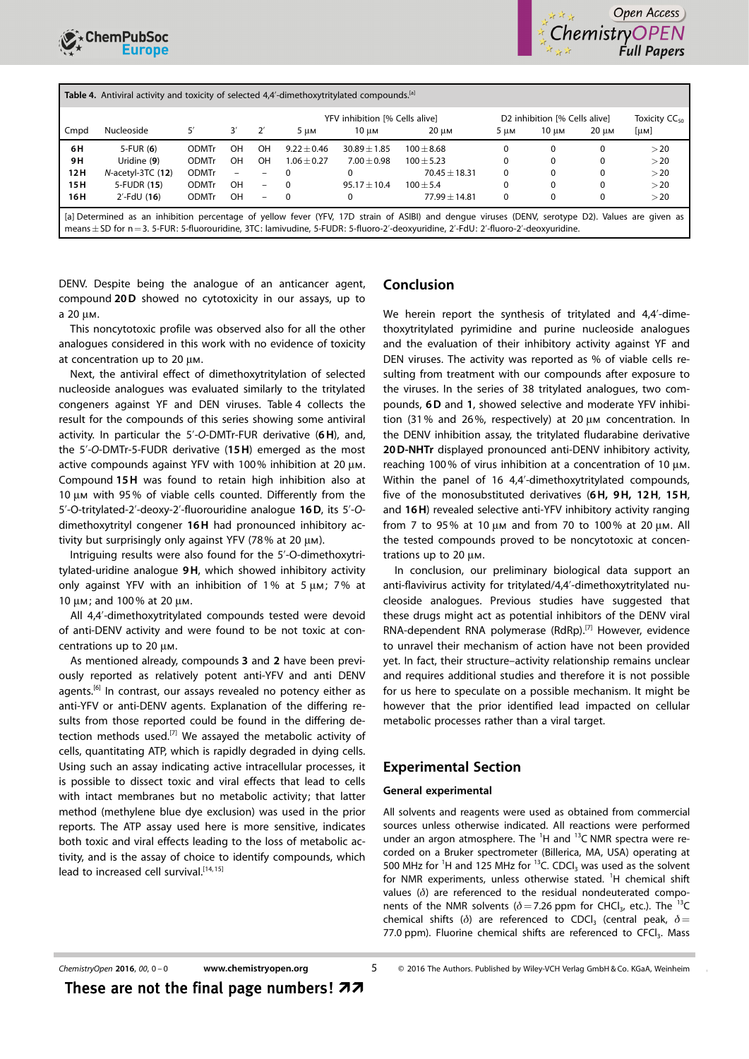**Table 4.** Antiviral activity and toxicity of selected 4,4′-dimethoxytritylated compounds.[a]

| Cmpd | Nucleoside | 5′ | 3′ | 2′ | YFV inhibition [% Cells alive] 5 μM | 10 μM | 20 μM | D2 inhibition [% Cells alive] 5 μM | 10 μM | 20 μM | Toxicity $CC_{50}$ [μM] |
|---|---|---|---|---|---|---|---|---|---|---|---|
| **6H** | 5-FUR (**6**) | ODMTr | OH | OH | 9.22±0.46 | 30.89±1.85 | 100±8.68 | 0 | 0 | 0 | >20 |
| **9H** | Uridine (**9**) | ODMTr | OH | OH | 1.06±0.27 | 7.00±0.98 | 100±5.23 | 0 | 0 | 0 | >20 |
| **12H** | *N*-acetyl-3TC (**12**) | ODMTr | – | – | 0 | 0 | 70.45±18.31 | 0 | 0 | 0 | >20 |
| **15H** | 5-FUDR (**15**) | ODMTr | OH | – | 0 | 95.17±10.4 | 100±5.4 | 0 | 0 | 0 | >20 |
| **16H** | 2′-FdU (**16**) | ODMTr | OH | – | 0 | 0 | 77.99±14.81 | 0 | 0 | 0 | >20 |

[a] Determined as an inhibition percentage of yellow fever (YFV, 17D strain of ASIBI) and dengue viruses (DENV, serotype D2). Values are given as means±SD for n=3. 5-FUR: 5-fluorouridine, 3TC: lamivudine, 5-FUDR: 5-fluoro-2′-deoxyuridine, 2′-FdU: 2′-fluoro-2′-deoxyuridine.

DENV. Despite being the analogue of an anticancer agent, compound **20D** showed no cytotoxicity in our assays, up to a 20 μM.

This noncytotoxic profile was observed also for all the other analogues considered in this work with no evidence of toxicity at concentration up to 20 μM.

Next, the antiviral effect of dimethoxytritylation of selected nucleoside analogues was evaluated similarly to the tritylated congeners against YF and DEN viruses. Table 4 collects the result for the compounds of this series showing some antiviral activity. In particular the 5′-*O*-DMTr-FUR derivative (**6H**), and, the 5′-*O*-DMTr-5-FUDR derivative (**15H**) emerged as the most active compounds against YFV with 100% inhibition at 20 μM. Compound **15H** was found to retain high inhibition also at 10 μM with 95% of viable cells counted. Differently from the 5′-O-tritylated-2′-deoxy-2′-fluorouridine analogue **16D**, its 5′-*O*-dimethoxytrityl congener **16H** had pronounced inhibitory activity but surprisingly only against YFV (78% at 20 μM).

Intriguing results were also found for the 5′-O-dimethoxytritylated-uridine analogue **9H**, which showed inhibitory activity only against YFV with an inhibition of 1% at 5 μM; 7% at 10 μM; and 100% at 20 μM.

All 4,4′-dimethoxytritylated compounds tested were devoid of anti-DENV activity and were found to be not toxic at concentrations up to 20 μM.

As mentioned already, compounds **3** and **2** have been previously reported as relatively potent anti-YFV and anti DENV agents.[6] In contrast, our assays revealed no potency either as anti-YFV or anti-DENV agents. Explanation of the differing results from those reported could be found in the differing detection methods used.[7] We assayed the metabolic activity of cells, quantitating ATP, which is rapidly degraded in dying cells. Using such an assay indicating active intracellular processes, it is possible to dissect toxic and viral effects that lead to cells with intact membranes but no metabolic activity; that latter method (methylene blue dye exclusion) was used in the prior reports. The ATP assay used here is more sensitive, indicates both toxic and viral effects leading to the loss of metabolic activity, and is the assay of choice to identify compounds, which lead to increased cell survival.[14,15]

## Conclusion

We herein report the synthesis of tritylated and 4,4′-dimethoxytritylated pyrimidine and purine nucleoside analogues and the evaluation of their inhibitory activity against YF and DEN viruses. The activity was reported as % of viable cells resulting from treatment with our compounds after exposure to the viruses. In the series of 38 tritylated analogues, two compounds, **6D** and **1**, showed selective and moderate YFV inhibition (31% and 26%, respectively) at 20 μM concentration. In the DENV inhibition assay, the tritylated fludarabine derivative **20D-NHTr** displayed pronounced anti-DENV inhibitory activity, reaching 100% of virus inhibition at a concentration of 10 μM. Within the panel of 16 4,4′-dimethoxytritylated compounds, five of the monosubstituted derivatives (**6H, 9H, 12H, 15H**, and **16H**) revealed selective anti-YFV inhibitory activity ranging from 7 to 95% at 10 μM and from 70 to 100% at 20 μM. All the tested compounds proved to be noncytotoxic at concentrations up to 20 μM.

In conclusion, our preliminary biological data support an anti-flavivirus activity for tritylated/4,4′-dimethoxytritylated nucleoside analogues. Previous studies have suggested that these drugs might act as potential inhibitors of the DENV viral RNA-dependent RNA polymerase (RdRp).[7] However, evidence to unravel their mechanism of action have not been provided yet. In fact, their structure–activity relationship remains unclear and requires additional studies and therefore it is not possible for us here to speculate on a possible mechanism. It might be however that the prior identified lead impacted on cellular metabolic processes rather than a viral target.

## Experimental Section

### General experimental

All solvents and reagents were used as obtained from commercial sources unless otherwise indicated. All reactions were performed under an argon atmosphere. The $^{1}H$ and $^{13}C$ NMR spectra were recorded on a Bruker spectrometer (Billerica, MA, USA) operating at 500 MHz for $^{1}H$ and 125 MHz for $^{13}C$. $CDCl_3$ was used as the solvent for NMR experiments, unless otherwise stated. $^{1}H$ chemical shift values (δ) are referenced to the residual nondeuterated components of the NMR solvents (δ=7.26 ppm for $CHCl_3$, etc.). The $^{13}C$ chemical shifts (δ) are referenced to $CDCl_3$ (central peak, δ=77.0 ppm). Fluorine chemical shifts are referenced to $CFCl_3$. Mass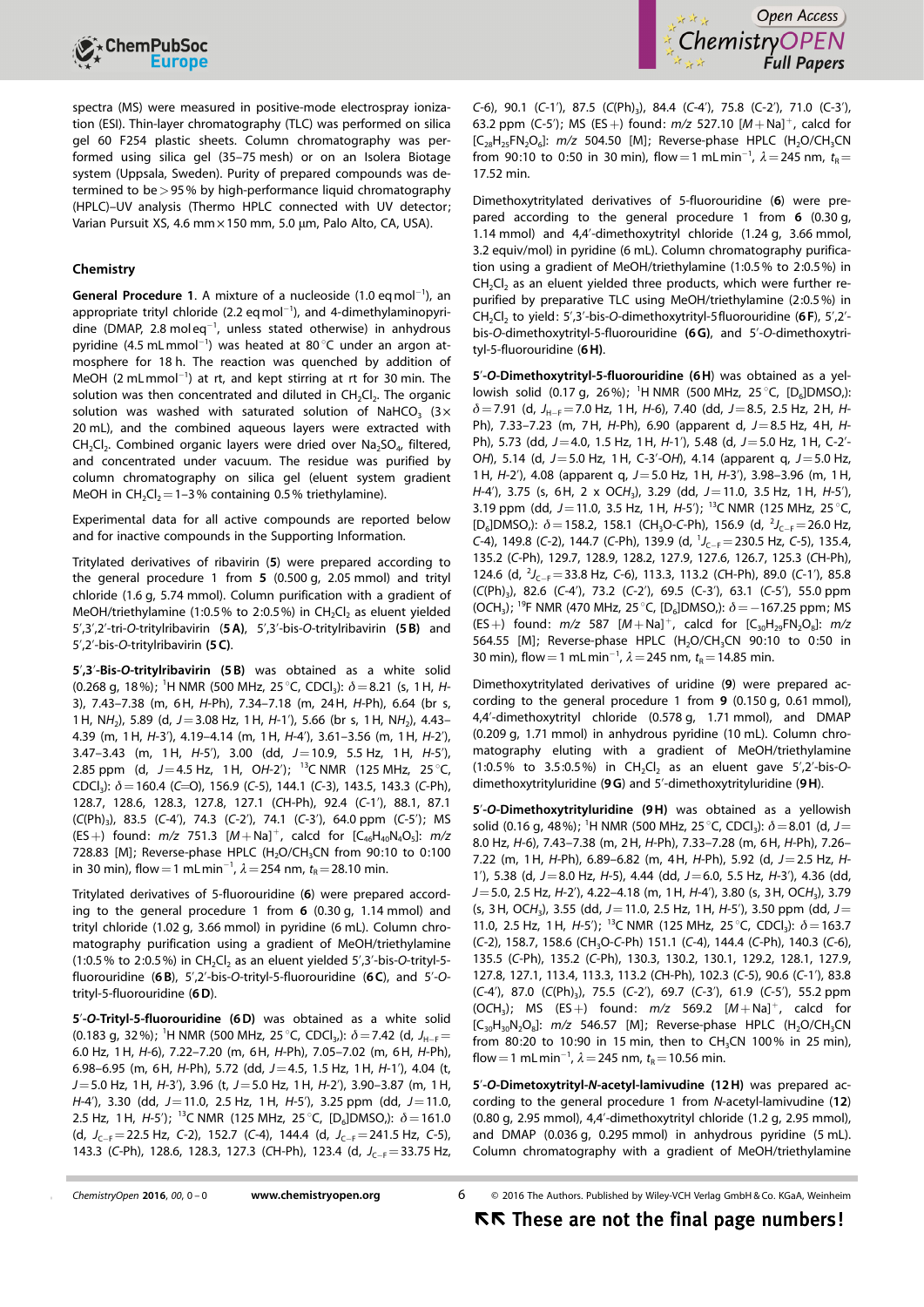spectra (MS) were measured in positive-mode electrospray ionization (ESI). Thin-layer chromatography (TLC) was performed on silica gel 60 F254 plastic sheets. Column chromatography was performed using silica gel (35–75 mesh) or on an Isolera Biotage system (Uppsala, Sweden). Purity of prepared compounds was determined to be >95% by high-performance liquid chromatography (HPLC)–UV analysis (Thermo HPLC connected with UV detector; Varian Pursuit XS, 4.6 mm×150 mm, 5.0 μm, Palo Alto, CA, USA).

## Chemistry

**General Procedure 1**. A mixture of a nucleoside (1.0 eq mol$^{-1}$), an appropriate trityl chloride (2.2 eq mol$^{-1}$), and 4-dimethylaminopyridine (DMAP, 2.8 mol eq$^{-1}$, unless stated otherwise) in anhydrous pyridine (4.5 mL mmol$^{-1}$) was heated at 80 °C under an argon atmosphere for 18 h. The reaction was quenched by addition of MeOH (2 mL mmol$^{-1}$) at rt, and kept stirring at rt for 30 min. The solution was then concentrated and diluted in $CH_2Cl_2$. The organic solution was washed with saturated solution of $NaHCO_3$ (3× 20 mL), and the combined aqueous layers were extracted with $CH_2Cl_2$. Combined organic layers were dried over $Na_2SO_4$, filtered, and concentrated under vacuum. The residue was purified by column chromatography on silica gel (eluent system gradient MeOH in $CH_2Cl_2$ = 1–3% containing 0.5% triethylamine).

Experimental data for all active compounds are reported below and for inactive compounds in the Supporting Information.

Tritylated derivatives of ribavirin (**5**) were prepared according to the general procedure 1 from **5** (0.500 g, 2.05 mmol) and trityl chloride (1.6 g, 5.74 mmol). Column purification with a gradient of MeOH/triethylamine (1:0.5% to 2:0.5%) in $CH_2Cl_2$ as eluent yielded 5′,3′,2′-tri-*O*-tritylribavirin (**5A**), 5′,3′-bis-*O*-tritylribavirin (**5B**) and 5′,2′-bis-*O*-tritylribavirin (**5C**).

**5′,3′-Bis-*O*-tritylribavirin (5B)** was obtained as a white solid (0.268 g, 18%); $^1$H NMR (500 MHz, 25 °C, $CDCl_3$): $\delta$ = 8.21 (s, 1H, *H*-3), 7.43–7.38 (m, 6H, *H*-Ph), 7.34–7.18 (m, 24H, *H*-Ph), 6.64 (br s, 1H, $NH_2$), 5.89 (d, *J* = 3.08 Hz, 1H, *H*-1′), 5.66 (br s, 1H, $NH_2$), 4.43–4.39 (m, 1H, *H*-3′), 4.19–4.14 (m, 1H, *H*-4′), 3.61–3.56 (m, 1H, *H*-2′), 3.47–3.43 (m, 1H, *H*-5′), 3.00 (dd, *J* = 10.9, 5.5 Hz, 1H, *H*-5′), 2.85 ppm (d, *J* = 4.5 Hz, 1H, O*H*-2′); $^{13}$C NMR (125 MHz, 25 °C, $CDCl_3$): $\delta$ = 160.4 (*C*=O), 156.9 (*C*-5), 144.1 (*C*-3), 143.5, 143.3 (*C*-Ph), 128.7, 128.6, 128.3, 127.8, 127.1 (CH-Ph), 92.4 (*C*-1′), 88.1, 87.1 (*C*(Ph)$_3$), 83.5 (*C*-4′), 74.3 (*C*-2′), 74.1 (*C*-3′), 64.0 ppm (*C*-5′); MS (ES+) found: *m/z* 751.3 $[M+Na]^+$, calcd for $[C_{46}H_{40}N_4O_5]$: *m/z* 728.83 [M]; Reverse-phase HPLC ($H_2O/CH_3CN$ from 90:10 to 0:100 in 30 min), flow = 1 mL min$^{-1}$, $\lambda$ = 254 nm, $t_R$ = 28.10 min.

Tritylated derivatives of 5-fluorouridine (**6**) were prepared according to the general procedure 1 from **6** (0.30 g, 1.14 mmol) and trityl chloride (1.02 g, 3.66 mmol) in pyridine (6 mL). Column chromatography purification using a gradient of MeOH/triethylamine (1:0.5% to 2:0.5%) in $CH_2Cl_2$ as an eluent yielded 5′,3′-bis-*O*-trityl-5-fluorouridine (**6B**), 5′,2′-bis-*O*-trityl-5-fluorouridine (**6C**), and 5′-*O*-trityl-5-fluorouridine (**6D**).

**5′-*O*-Trityl-5-fluorouridine (6D)** was obtained as a white solid (0.183 g, 32%); $^1$H NMR (500 MHz, 25 °C, $CDCl_3$): $\delta$ = 7.42 (d, $J_{H-F}$ = 6.0 Hz, 1H, *H*-6), 7.22–7.20 (m, 6H, *H*-Ph), 6.98–6.95 (m, 6H, *H*-Ph), 5.72 (dd, *J* = 4.5, 1.5 Hz, 1H, *H*-1′), 4.04 (t, *J* = 5.0 Hz, 1H, *H*-3′), 3.96 (t, *J* = 5.0 Hz, 1H, *H*-2′), 3.90–3.87 (m, 1H, *H*-4′), 3.30 (dd, *J* = 11.0, 2.5 Hz, 1H, *H*-5′), 3.25 ppm (dd, *J* = 11.0, 2.5 Hz, 1H, *H*-5′); $^{13}$C NMR (125 MHz, 25 °C, [D$_6$]DMSO,): $\delta$ = 161.0 (d, $J_{C-F}$ = 22.5 Hz, *C*-2), 152.7 (*C*-4), 144.4 (d, $J_{C-F}$ = 241.5 Hz, *C*-5), 143.3 (*C*-Ph), 128.6, 128.3, 127.3 (CH-Ph), 123.4 (d, $J_{C-F}$ = 33.75 Hz, *C*-6), 90.1 (*C*-1′), 87.5 (*C*(Ph)$_3$), 84.4 (*C*-4′), 75.8 (*C*-2′), 71.0 (*C*-3′), 63.2 ppm (*C*-5′); MS (ES+) found: *m/z* 527.10 $[M+Na]^+$, calcd for $[C_{28}H_{25}FN_2O_6]$: *m/z* 504.50 [M]; Reverse-phase HPLC ($H_2O/CH_3CN$ from 90:10 to 0:50 in 30 min), flow = 1 mL min$^{-1}$, $\lambda$ = 245 nm, $t_R$ = 17.52 min.

Dimethoxytritylated derivatives of 5-fluorouridine (**6**) were prepared according to the general procedure 1 from **6** (0.30 g, 1.14 mmol) and 4,4′-dimethoxytrityl chloride (1.24 g, 3.66 mmol, 3.2 equiv/mol) in pyridine (6 mL). Column chromatography purification using a gradient of MeOH/triethylamine (1:0.5% to 2:0.5%) in $CH_2Cl_2$ as an eluent yielded three products, which were further repurified by preparative TLC using MeOH/triethylamine (2:0.5%) in $CH_2Cl_2$ to yield: 5′,3′-bis-*O*-dimethoxytrityl-5fluorouridine (**6F**), 5′,2′-bis-*O*-dimethoxytrityl-5-fluorouridine (**6G**), and 5′-*O*-dimethoxytrityl-5-fluorouridine (**6H**).

**5′-*O*-Dimethoxytrityl-5-fluorouridine (6H)** was obtained as a yellowish solid (0.17 g, 26%); $^1$H NMR (500 MHz, 25 °C, [D$_6$]DMSO,): $\delta$ = 7.91 (d, $J_{H-F}$ = 7.0 Hz, 1H, *H*-6), 7.40 (dd, *J* = 8.5, 2.5 Hz, 2H, *H*-Ph), 7.33–7.23 (m, 7H, *H*-Ph), 6.90 (apparent d, *J* = 8.5 Hz, 4H, *H*-Ph), 5.73 (dd, *J* = 4.0, 1.5 Hz, 1H, *H*-1′), 5.48 (d, *J* = 5.0 Hz, 1H, C-2′-O*H*), 5.14 (d, *J* = 5.0 Hz, 1H, C-3′-O*H*), 4.14 (apparent q, *J* = 5.0 Hz, 1H, *H*-2′), 4.08 (apparent q, *J* = 5.0 Hz, 1H, *H*-3′), 3.98–3.96 (m, 1H, *H*-4′), 3.75 (s, 6H, 2 x OC*H*$_3$), 3.29 (dd, *J* = 11.0, 3.5 Hz, 1H, *H*-5′), 3.19 ppm (dd, *J* = 11.0, 3.5 Hz, 1H, *H*-5′); $^{13}$C NMR (125 MHz, 25 °C, [D$_6$]DMSO,): $\delta$ = 158.2, 158.1 ($CH_3$O-*C*-Ph), 156.9 (d, $^2J_{C-F}$ = 26.0 Hz, *C*-4), 149.8 (*C*-2), 144.7 (*C*-Ph), 139.9 (d, $^1J_{C-F}$ = 230.5 Hz, *C*-5), 135.4, 135.2 (*C*-Ph), 129.7, 128.9, 128.2, 127.9, 127.6, 126.7, 125.3 (CH-Ph), 124.6 (d, $^2J_{C-F}$ = 33.8 Hz, *C*-6), 113.3, 113.2 (CH-Ph), 89.0 (*C*-1′), 85.8 (*C*(Ph)$_3$), 82.6 (*C*-4′), 73.2 (*C*-2′), 69.5 (*C*-3′), 63.1 (*C*-5′), 55.0 ppm ($OCH_3$); $^{19}$F NMR (470 MHz, 25 °C, [D$_6$]DMSO,): $\delta$ = −167.25 ppm; MS (ES+) found: *m/z* 587 $[M+Na]^+$, calcd for $[C_{30}H_{29}FN_2O_8]$: *m/z* 564.55 [M]; Reverse-phase HPLC ($H_2O/CH_3CN$ 90:10 to 0:50 in 30 min), flow = 1 mL min$^{-1}$, $\lambda$ = 245 nm, $t_R$ = 14.85 min.

Dimethoxytritylated derivatives of uridine (**9**) were prepared according to the general procedure 1 from **9** (0.150 g, 0.61 mmol), 4,4′-dimethoxytrityl chloride (0.578 g, 1.71 mmol), and DMAP (0.209 g, 1.71 mmol) in anhydrous pyridine (10 mL). Column chromatography eluting with a gradient of MeOH/triethylamine (1:0.5% to 3.5:0.5%) in $CH_2Cl_2$ as an eluent gave 5′,2′-bis-*O*-dimethoxytrityluridine (**9G**) and 5′-dimethoxytrityluridine (**9H**).

**5′-*O*-Dimethoxytrityluridine (9H)** was obtained as a yellowish solid (0.16 g, 48%); $^1$H NMR (500 MHz, 25 °C, $CDCl_3$): $\delta$ = 8.01 (d, *J* = 8.0 Hz, *H*-6), 7.43–7.38 (m, 2H, *H*-Ph), 7.33–7.28 (m, 6H, *H*-Ph), 7.26–7.22 (m, 1H, *H*-Ph), 6.89–6.82 (m, 4H, *H*-Ph), 5.92 (d, *J* = 2.5 Hz, *H*-1′), 5.38 (d, *J* = 8.0 Hz, *H*-5), 4.44 (dd, *J* = 6.0, 5.5 Hz, *H*-3′), 4.36 (dd, *J* = 5.0, 2.5 Hz, *H*-2′), 4.22–4.18 (m, 1H, *H*-4′), 3.80 (s, 3H, OC*H*$_3$), 3.79 (s, 3H, OC*H*$_3$), 3.55 (dd, *J* = 11.0, 2.5 Hz, 1H, *H*-5′), 3.50 ppm (dd, *J* = 11.0, 2.5 Hz, 1H, *H*-5′); $^{13}$C NMR (125 MHz, 25 °C, $CDCl_3$): $\delta$ = 163.7 (*C*-2), 158.7, 158.6 ($CH_3$O-*C*-Ph) 151.1 (*C*-4), 144.4 (*C*-Ph), 140.3 (*C*-6), 135.5 (*C*-Ph), 135.2 (*C*-Ph), 130.3, 130.2, 130.1, 129.2, 128.1, 127.9, 127.8, 127.1, 113.4, 113.3, 113.2 (CH-Ph), 102.3 (*C*-5), 90.6 (*C*-1′), 83.8 (*C*-4′), 87.0 (*C*(Ph)$_3$), 75.5 (*C*-2′), 69.7 (*C*-3′), 61.9 (*C*-5′), 55.2 ppm ($OCH_3$); MS (ES+) found: *m/z* 569.2 $[M+Na]^+$, calcd for $[C_{30}H_{30}N_2O_8]$: *m/z* 546.57 [M]; Reverse-phase HPLC ($H_2O/CH_3CN$ from 80:20 to 10:90 in 15 min, then to $CH_3CN$ 100% in 25 min), flow = 1 mL min$^{-1}$, $\lambda$ = 245 nm, $t_R$ = 10.56 min.

**5′-*O*-Dimetoxytrityl-*N*-acetyl-lamivudine (12H)** was prepared according to the general procedure 1 from *N*-acetyl-lamivudine (**12**) (0.80 g, 2.95 mmol), 4,4′-dimethoxytrityl chloride (1.2 g, 2.95 mmol), and DMAP (0.036 g, 0.295 mmol) in anhydrous pyridine (5 mL). Column chromatography with a gradient of MeOH/triethylamine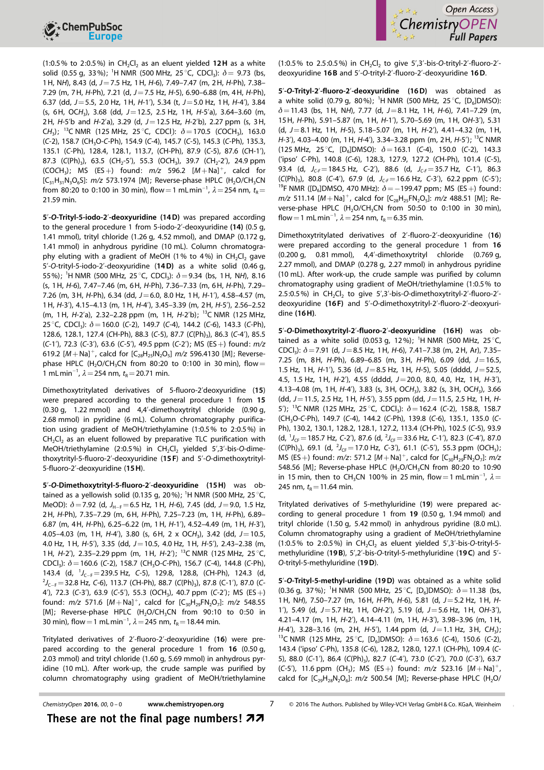(1:0.5% to 2:0.5%) in $CH_2Cl_2$ as an eluent yielded **12H** as a white solid (0.55 g, 33%); $^1$H NMR (500 MHz, 25 °C, $CDCl_3$): $\delta$ = 9.73 (bs, 1H, N*H*), 8.43 (d, $J$ = 7.5 Hz, 1H, *H*-6), 7.49–7.47 (m, 2H, *H*-Ph), 7.38–7.29 (m, 7H, *H*-Ph), 7.21 (d, $J$ = 7.5 Hz, *H*-5), 6.90–6.88 (m, 4H, *H*-Ph), 6.37 (dd, $J$ = 5.5, 2.0 Hz, 1H, *H*-1′), 5.34 (t, $J$ = 5.0 Hz, 1H, *H*-4′), 3.84 (s, 6H, $OCH_3$), 3.68 (dd, $J$ = 12.5, 2.5 Hz, 1H, *H*-5′a), 3.64–3.60 (m, 2H, *H*-5′b and *H*-2′a), 3.29 (d, $J$ = 12.5 Hz, *H*-2′b), 2.27 ppm (s, 3H, $CH_3$); $^{13}$C NMR (125 MHz, 25 °C, CDCl): $\delta$ = 170.5 ($COCH_3$), 163.0 (*C*-2), 158.7 ($CH_3O$-*C*-Ph), 154.9 (*C*-4), 145.7 (*C*-5), 145.3 (*C*-Ph), 135.3, 135.1 (*C*-Ph), 128.4, 128.1, 113.7, (*C*H-Ph), 87.9 (*C*-5), 87.6 (*C*H-1′), 87.3 ($C(Ph)_3$), 63.5 ($CH_2$-5′), 55.3 ($OCH_3$), 39.7 ($CH_2$-2′), 24.9 ppm ($COCH_3$); MS (ES+) found: $m/z$ 596.2 $[M+Na]^+$, calcd for $[C_{31}H_{31}N_3O_6S]$: $m/z$ 573.1974 [M]; Reverse-phase HPLC ($H_2O/CH_3CN$ from 80:20 to 0:100 in 30 min), flow = 1 mL min$^{-1}$, $\lambda$ = 254 nm, $t_R$ = 21.59 min.

**5′-*O*-Trityl-5-iodo-2′-deoxyuridine (14D)** was prepared according to the general procedure 1 from 5-iodo-2′-deoxyuridine (**14**) (0.5 g, 1.41 mmol), trityl chloride (1.26 g, 4.52 mmol), and DMAP (0.172 g, 1.41 mmol) in anhydrous pyridine (10 mL). Column chromatography eluting with a gradient of MeOH (1% to 4%) in $CH_2Cl_2$ gave 5′-*O*-trityl-5-iodo-2′-deoxyuridine (**14D**) as a white solid (0.46 g, 55%); $^1$H NMR (500 MHz, 25 °C, $CDCl_3$): $\delta$ = 9.34 (bs, 1H, N*H*), 8.16 (s, 1H, *H*-6), 7.47–7.46 (m, 6H, *H*-Ph), 7.36–7.33 (m, 6H, *H*-Ph), 7.29–7.26 (m, 3H, *H*-Ph), 6.34 (dd, $J$ = 6.0, 8.0 Hz, 1H, *H*-1′), 4.58–4.57 (m, 1H, *H*-3′), 4.15–4.13 (m, 1H, *H*-4′), 3.45–3.39 (m, 2H, *H*-5′), 2.56–2.52 (m, 1H, *H*-2′a), 2.32–2.28 ppm (m, 1H, *H*-2′b); $^{13}$C NMR (125 MHz, 25 °C, $CDCl_3$): $\delta$ = 160.0 (*C*-2), 149.7 (*C*-4), 144.2 (*C*-6), 143.3 (*C*-Ph), 128.6, 128.1, 127.4 (*C*H-Ph), 88.3 (*C*-5), 87.7 ($C(Ph)_3$), 86.3 (*C*-4′), 85.5 (*C*-1′), 72.3 (*C*-3′), 63.6 (*C*-5′), 49.5 ppm (*C*-2′); MS (ES+) found: $m/z$ 619.2 $[M+Na]^+$, calcd for $[C_{28}H_{25}IN_2O_5]$ $m/z$ 596.4130 [M]; Reverse-phase HPLC ($H_2O/CH_3CN$ from 80:20 to 0:100 in 30 min), flow = 1 mL min$^{-1}$, $\lambda$ = 254 nm, $t_R$ = 20.71 min.

Dimethoxytritylated derivatives of 5-fluoro-2′deoxyuridine (**15**) were prepared according to the general procedure 1 from **15** (0.30 g, 1.22 mmol) and 4,4′-dimethoxytrityl chloride (0.90 g, 2.68 mmol) in pyridine (6 mL). Column chromatography purification using gradient of MeOH/triethylamine (1:0.5% to 2:0.5%) in $CH_2Cl_2$ as an eluent followed by preparative TLC purification with MeOH/triethylamine (2:0.5%) in $CH_2Cl_2$ yielded 5′,3′-bis-*O*-dimethoxytrityl-5-fluoro-2′-deoxyuridine (**15F**) and 5′-*O*-dimethoxytrityl-5-fluoro-2′-deoxyuridine (**15H**).

**5′-*O*-Dimethoxytrityl-5-fluoro-2′-deoxyuridine (15H)** was obtained as a yellowish solid (0.135 g, 20%); $^1$H NMR (500 MHz, 25 °C, MeOD): $\delta$ = 7.92 (d, $J_{H-F}$ = 6.5 Hz, 1H, *H*-6), 7.45 (dd, $J$ = 9.0, 1.5 Hz, 2H, *H*-Ph), 7.35–7.29 (m, 6H, *H*-Ph), 7.25–7.23 (m, 1H, *H*-Ph), 6.89–6.87 (m, 4H, *H*-Ph), 6.25–6.22 (m, 1H, *H*-1′), 4.52–4.49 (m, 1H, *H*-3′), 4.05–4.03 (m, 1H, *H*-4′), 3.80 (s, 6H, 2 x $OCH_3$), 3.42 (dd, $J$ = 10.5, 4.0 Hz, 1H, *H*-5′), 3.35 (dd, $J$ = 10.5, 4.0 Hz, 1H, *H*-5′), 2.43–2.38 (m, 1H, *H*-2′), 2.35–2.29 ppm (m, 1H, *H*-2′); $^{13}$C NMR (125 MHz, 25 °C, $CDCl_3$): $\delta$ = 160.6 (*C*-2), 158.7 ($CH_3O$-*C*-Ph), 156.7 (*C*-4), 144.8 (*C*-Ph), 143.4 (d, $^1J_{C-F}$ = 239.5 Hz, *C*-5), 129.8, 128.8, (*C*H-Ph), 124.3 (d, $^2J_{C-F}$ = 32.8 Hz, *C*-6), 113.7 (*C*H-Ph), 88.7 ($C(Ph)_3$), 87.8 (*C*-1′), 87.0 (*C*-4′), 72.3 (*C*-3′), 63.9 (*C*-5′), 55.3 ($OCH_3$), 40.7 ppm (*C*-2′); MS (ES+) found: $m/z$ 571.6 $[M+Na]^+$, calcd for $[C_{30}H_{29}FN_2O_7]$: $m/z$ 548.55 [M]; Reverse-phase HPLC ($H_2O/CH_3CN$ from 90:10 to 0:50 in 30 min), flow = 1 mL min$^{-1}$, $\lambda$ = 245 nm, $t_R$ = 18.44 min.

Tritylated derivatives of 2′-fluoro-2′-deoxyuridine (**16**) were prepared according to the general procedure 1 from **16** (0.50 g, 2.03 mmol) and trityl chloride (1.60 g, 5.69 mmol) in anhydrous pyridine (10 mL). After work-up, the crude sample was purified by column chromatography using gradient of MeOH/triethylamine (1:0.5% to 2.5:0.5%) in $CH_2Cl_2$ to give 5′,3′-bis-*O*-trityl-2′-fluoro-2′-deoxyuridine **16B** and 5′-*O*-trityl-2′-fluoro-2′-deoxyuridine **16D**.

**5′-*O*-Trityl-2′-fluoro-2′-deoxyuridine (16D)** was obtained as a white solid (0.79 g, 80%); $^1$H NMR (500 MHz, 25 °C, [D$_6$]DMSO): $\delta$ = 11.43 (bs, 1H, N*H*), 7.77 (d, $J$ = 8.1 Hz, 1H, *H*-6), 7.41–7.29 (m, 15H, *H*-Ph), 5.91–5.87 (m, 1H, *H*-1′), 5.70–5.69 (m, 1H, O*H*-3′), 5.31 (d, $J$ = 8.1 Hz, 1H, *H*-5), 5.18–5.07 (m, 1H, *H*-2′), 4.41–4.32 (m, 1H, *H*-3′), 4.03–4.00 (m, 1H, *H*-4′), 3.34–3.28 ppm (m, 2H, *H*-5′); $^{13}$C NMR (125 MHz, 25 °C, [D$_6$]DMSO): $\delta$ = 163.1 (*C*-4), 150.0 (*C*-2), 143.3 ('ipso' *C*-Ph), 140.8 (*C*-6), 128.3, 127.9, 127.2 (*C*H-Ph), 101.4 (*C*-5), 93.4 (d, $J_{C-F}$ = 184.5 Hz, *C*-2′), 88.6 (d, $J_{C-F}$ = 35.7 Hz, *C*-1′), 86.3 ($C(Ph)_3$), 80.8 (*C*-4′), 67.9 (d, $J_{C-F}$ = 16.6 Hz, *C*-3′), 62.2 ppm (*C*-5′); $^{19}$F NMR ([D$_6$]DMSO, 470 MHz): $\delta$ = −199.47 ppm; MS (ES+) found: $m/z$ 511.14 $[M+Na]^+$, calcd for $[C_{28}H_{25}FN_2O_5]$: $m/z$ 488.51 [M]; Reverse-phase HPLC ($H_2O/CH_3CN$ from 50:50 to 0:100 in 30 min), flow = 1 mL min$^{-1}$, $\lambda$ = 254 nm, $t_R$ = 6.35 min.

Dimethoxytritylated derivatives of 2′-fluoro-2′-deoxyuridine (**16**) were prepared according to the general procedure 1 from **16** (0.200 g, 0.81 mmol), 4,4′-dimethoxytrityl chloride (0.769 g, 2.27 mmol), and DMAP (0.278 g, 2.27 mmol) in anhydrous pyridine (10 mL). After work-up, the crude sample was purified by column chromatography using gradient of MeOH/triethylamine (1:0.5% to 2.5:0.5%) in $CH_2Cl_2$ to give 5′,3′-bis-*O*-dimethoxytrityl-2′-fluoro-2′-deoxyuridine (**16F**) and 5′-*O*-dimethoxytrityl-2′-fluoro-2′-deoxyuridine (**16H**).

**5′-*O*-Dimethoxytrityl-2′-fluoro-2′-deoxyuridine (16H)** was obtained as a white solid (0.053 g, 12%); $^1$H NMR (500 MHz, 25 °C, $CDCl_3$): $\delta$ = 7.91 (d, $J$ = 8.5 Hz, 1H, *H*-6), 7.41–7.38 (m, 2H, Ar), 7.35–7.25 (m, 8H, *H*-Ph), 6.89–6.85 (m, 3H, *H*-Ph), 6.09 (dd, $J$ = 16.5, 1.5 Hz, 1H, *H*-1′), 5.36 (d, $J$ = 8.5 Hz, 1H, *H*-5), 5.05 (dddd, $J$ = 52.5, 4.5, 1.5 Hz, 1H, *H*-2′), 4.55 (dddd, $J$ = 20.0, 8.0, 4.0, Hz, 1H, *H*-3′), 4.13–4.08 (m, 1H, *H*-4′), 3.83 (s, 3H, $OCH_3$), 3.82 (s, 3H, $OCH_3$), 3.66 (dd, $J$ = 11.5, 2.5 Hz, 1H, *H*-5′), 3.55 ppm (dd, $J$ = 11.5, 2.5 Hz, 1H, *H*-5′); $^{13}$C NMR (125 MHz, 25 °C, $CDCl_3$): $\delta$ = 162.4 (*C*-2), 158.8, 158.7 ($CH_3O$-*C*-Ph), 149.7 (*C*-4), 144.2 (*C*-Ph), 139.8 (*C*-6), 135.1, 135.0 (*C*-Ph), 130.2, 130.1, 128.2, 128.1, 127.2, 113.4 (*C*H-Ph), 102.5 (*C*-5), 93.9 (d, $^1J_{CF}$ = 185.7 Hz, *C*-2′), 87.6 (d, $^2J_{CF}$ = 33.6 Hz, *C*-1′), 82.3 (*C*-4′), 87.0 ($C(Ph)_3$), 69.1 (d, $^2J_{CF}$ = 17.0 Hz, *C*-3′), 61.1 (*C*-5′), 55.3 ppm ($OCH_3$); MS (ES+) found: $m/z$: 571.2 $[M+Na]^+$, calcd for $[C_{30}H_{29}FN_2O_7]$: $m/z$ 548.56 [M]; Reverse-phase HPLC ($H_2O/CH_3CN$ from 80:20 to 10:90 in 15 min, then to $CH_3CN$ 100% in 25 min, flow = 1 mL min$^{-1}$, $\lambda$ = 245 nm, $t_R$ = 11.64 min.

Tritylated derivatives of 5-methyluridine (**19**) were prepared according to general procedure 1 from **19** (0.50 g, 1.94 mmol) and trityl chloride (1.50 g, 5.42 mmol) in anhydrous pyridine (8.0 mL). Column chromatography using a gradient of MeOH/triethylamine (1:0.5% to 2:0.5%) in $CH_2Cl_2$ as eluent yielded 5′,3′-bis-*O*-trityl-5-methyluridine (**19B**), 5′,2′-bis-*O*-trityl-5-methyluridine (**19C**) and 5′-*O*-trityl-5-methyluridine (**19D**).

**5′-*O*-Trityl-5-methyl-uridine (19D)** was obtained as a white solid (0.36 g, 37%); $^1$H NMR (500 MHz, 25 °C, [D$_6$]DMSO): $\delta$ = 11.38 (bs, 1H, N*H*), 7.50–7.27 (m, 16H, *H*-Ph, *H*-6), 5.81 (d, $J$ = 5.2 Hz, 1H, *H*-1′), 5.49 (d, $J$ = 5.7 Hz, 1H, O*H*-2′), 5.19 (d, $J$ = 5.6 Hz, 1H, O*H*-3′), 4.21–4.17 (m, 1H, *H*-2′), 4.14–4.11 (m, 1H, *H*-3′), 3.98–3.96 (m, 1H, *H*-4′), 3.28–3.16 (m, 2H, *H*-5′), 1.44 ppm (d, $J$ = 1.1 Hz, 3H, $CH_3$); $^{13}$C NMR (125 MHz, 25 °C, [D$_6$]DMSO): $\delta$ = 163.6 (*C*-4), 150.6 (*C*-2), 143.4 ('ipso' *C*-Ph), 135.8 (*C*-6), 128.2, 128.0, 127.1 (*C*H-Ph), 109.4 (*C*-5), 88.0 (*C*-1′), 86.4 ($C(Ph)_3$), 82.7 (*C*-4′), 73.0 (*C*-2′), 70.0 (*C*-3′), 63.7 (*C*-5′), 11.6 ppm ($CH_3$); MS (ES+) found: $m/z$ 523.16 $[M+Na]^+$, calcd for $[C_{29}H_{28}N_2O_6]$: $m/z$ 500.54 [M]; Reverse-phase HPLC ($H_2O$/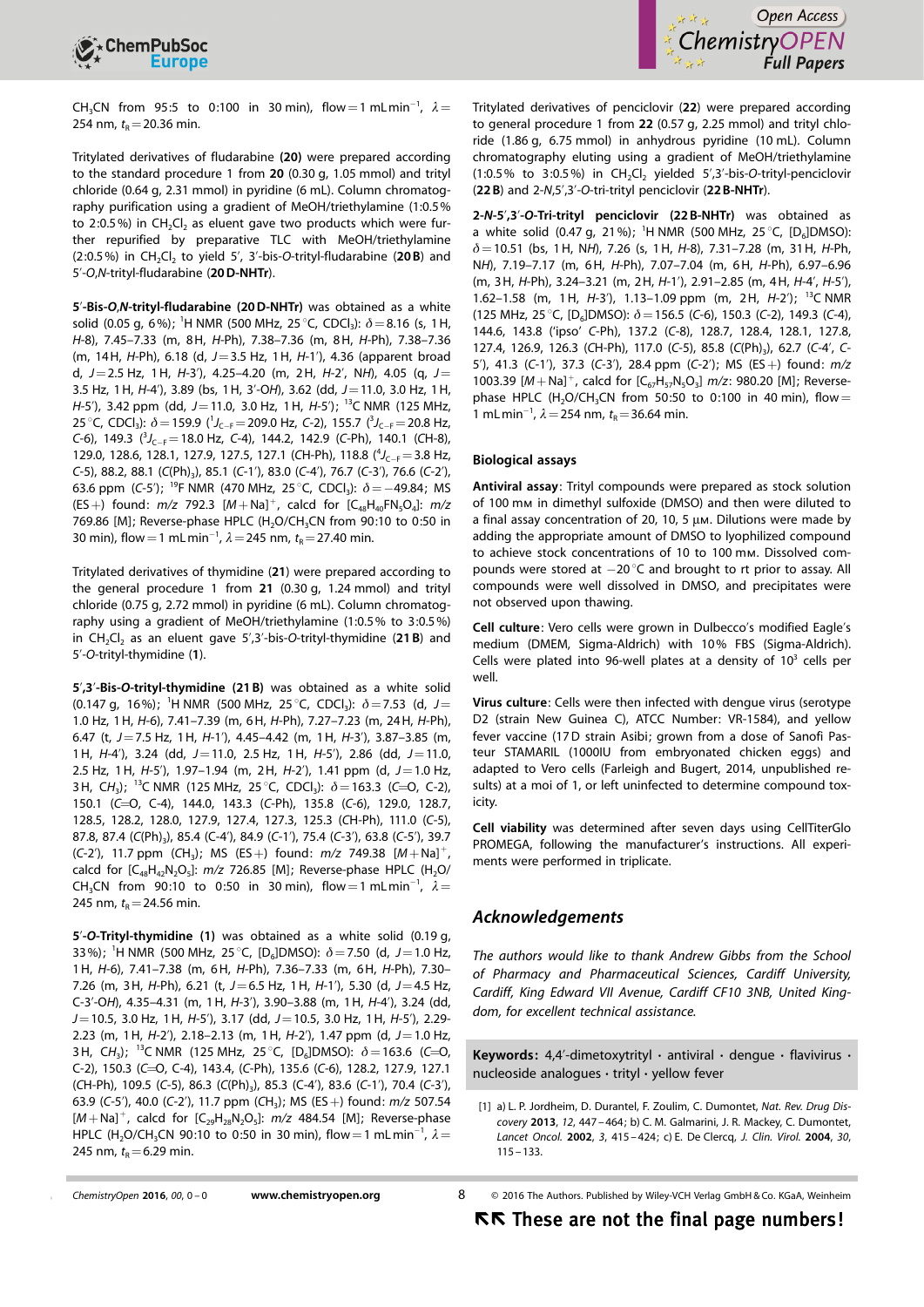$CH_3CN$ from 95:5 to 0:100 in 30 min), flow = 1 mL min$^{-1}$, $\lambda$ = 254 nm, $t_R$ = 20.36 min.

Tritylated derivatives of fludarabine (**20**) were prepared according to the standard procedure 1 from **20** (0.30 g, 1.05 mmol) and trityl chloride (0.64 g, 2.31 mmol) in pyridine (6 mL). Column chromatography purification using a gradient of MeOH/triethylamine (1:0.5% to 2:0.5%) in $CH_2Cl_2$ as eluent gave two products which were further repurified by preparative TLC with MeOH/triethylamine (2:0.5%) in $CH_2Cl_2$ to yield 5′, 3′-bis-*O*-trityl-fludarabine (**20B**) and 5′-*O*,*N*-trityl-fludarabine (**20D-NHTr**).

**5′-Bis-*O*,*N*-trityl-fludarabine (20D-NHTr)** was obtained as a white solid (0.05 g, 6%); $^1$H NMR (500 MHz, 25 °C, $CDCl_3$): $\delta$ = 8.16 (s, 1H, *H*-8), 7.45–7.33 (m, 8H, *H*-Ph), 7.38–7.36 (m, 8H, *H*-Ph), 7.38–7.36 (m, 14H, *H*-Ph), 6.18 (d, *J* = 3.5 Hz, 1H, *H*-1′), 4.36 (apparent broad d, *J* = 2.5 Hz, 1H, *H*-3′), 4.25–4.20 (m, 2H, *H*-2′, N*H*), 4.05 (q, *J* = 3.5 Hz, 1H, *H*-4′), 3.89 (bs, 1H, 3′-O*H*), 3.62 (dd, *J* = 11.0, 3.0 Hz, 1H, *H*-5′), 3.42 ppm (dd, *J* = 11.0, 3.0 Hz, 1H, *H*-5′); $^{13}$C NMR (125 MHz, 25 °C, $CDCl_3$): $\delta$ = 159.9 ($^1J_{C-F}$ = 209.0 Hz, *C*-2), 155.7 ($^3J_{C-F}$ = 20.8 Hz, *C*-6), 149.3 ($^3J_{C-F}$ = 18.0 Hz, *C*-4), 144.2, 142.9 (*C*-Ph), 140.1 (*C*H-8), 129.0, 128.6, 128.1, 127.9, 127.5, 127.1 (*C*H-Ph), 118.8 ($^4J_{C-F}$ = 3.8 Hz, *C*-5), 88.2, 88.1 (*C*(Ph)$_3$), 85.1 (*C*-1′), 83.0 (*C*-4′), 76.7 (*C*-3′), 76.6 (*C*-2′), 63.6 ppm (*C*-5′); $^{19}$F NMR (470 MHz, 25 °C, $CDCl_3$): $\delta$ = −49.84; MS (ES+) found: *m/z* 792.3 $[M+Na]^+$, calcd for $[C_{48}H_{40}FN_5O_4]$: *m/z* 769.86 [M]; Reverse-phase HPLC ($H_2O/CH_3CN$ from 90:10 to 0:50 in 30 min), flow = 1 mL min$^{-1}$, $\lambda$ = 245 nm, $t_R$ = 27.40 min.

Tritylated derivatives of thymidine (**21**) were prepared according to the general procedure 1 from **21** (0.30 g, 1.24 mmol) and trityl chloride (0.75 g, 2.72 mmol) in pyridine (6 mL). Column chromatography using a gradient of MeOH/triethylamine (1:0.5% to 3:0.5%) in $CH_2Cl_2$ as an eluent gave 5′,3′-bis-*O*-trityl-thymidine (**21B**) and 5′-*O*-trityl-thymidine (**1**).

**5′,3′-Bis-*O*-trityl-thymidine (21B)** was obtained as a white solid (0.147 g, 16%); $^1$H NMR (500 MHz, 25 °C, $CDCl_3$): $\delta$ = 7.53 (d, *J* = 1.0 Hz, 1H, *H*-6), 7.41–7.39 (m, 6H, *H*-Ph), 7.27–7.23 (m, 24H, *H*-Ph), 6.47 (t, *J* = 7.5 Hz, 1H, *H*-1′), 4.45–4.42 (m, 1H, *H*-3′), 3.87–3.85 (m, 1H, *H*-4′), 3.24 (dd, *J* = 11.0, 2.5 Hz, 1H, *H*-5′), 2.86 (dd, *J* = 11.0, 2.5 Hz, 1H, *H*-5′), 1.97–1.94 (m, 2H, *H*-2′), 1.41 ppm (d, *J* = 1.0 Hz, 3H, *CH*$_3$); $^{13}$C NMR (125 MHz, 25 °C, $CDCl_3$): $\delta$ = 163.3 (*C*=O, C-2), 150.1 (*C*=O, C-4), 144.0, 143.3 (*C*-Ph), 135.8 (*C*-6), 129.0, 128.7, 128.5, 128.2, 128.0, 127.9, 127.4, 127.3, 125.3 (*C*H-Ph), 111.0 (*C*-5), 87.8, 87.4 (*C*(Ph)$_3$), 85.4 (*C*-4′), 84.9 (*C*-1′), 75.4 (*C*-3′), 63.8 (*C*-5′), 39.7 (*C*-2′), 11.7 ppm (*C*H$_3$); MS (ES+) found: *m/z* 749.38 $[M+Na]^+$, calcd for $[C_{48}H_{42}N_2O_5]$: *m/z* 726.85 [M]; Reverse-phase HPLC ($H_2O/CH_3CN$ from 90:10 to 0:50 in 30 min), flow = 1 mL min$^{-1}$, $\lambda$ = 245 nm, $t_R$ = 24.56 min.

**5′-*O*-Trityl-thymidine (1)** was obtained as a white solid (0.19 g, 33%); $^1$H NMR (500 MHz, 25 °C, [D$_6$]DMSO): $\delta$ = 7.50 (d, *J* = 1.0 Hz, 1H, *H*-6), 7.41–7.38 (m, 6H, *H*-Ph), 7.36–7.33 (m, 6H, *H*-Ph), 7.30–7.26 (m, 3H, *H*-Ph), 6.21 (t, *J* = 6.5 Hz, 1H, *H*-1′), 5.30 (d, *J* = 4.5 Hz, C-3′-O*H*), 4.35–4.31 (m, 1H, *H*-3′), 3.90–3.88 (m, 1H, *H*-4′), 3.24 (dd, *J* = 10.5, 3.0 Hz, 1H, *H*-5′), 3.17 (dd, *J* = 10.5, 3.0 Hz, 1H, *H*-5′), 2.29–2.23 (m, 1H, *H*-2′), 2.18–2.13 (m, 1H, *H*-2′), 1.47 ppm (d, *J* = 1.0 Hz, 3H, *CH*$_3$); $^{13}$C NMR (125 MHz, 25 °C, [D$_6$]DMSO): $\delta$ = 163.6 (*C*=O, C-2), 150.3 (*C*=O, C-4), 143.4, (*C*-Ph), 135.6 (*C*-6), 128.2, 127.9, 127.1 (*C*H-Ph), 109.5 (*C*-5), 86.3 (*C*(Ph)$_3$), 85.3 (*C*-4′), 83.6 (*C*-1′), 70.4 (*C*-3′), 63.9 (*C*-5′), 40.0 (*C*-2′), 11.7 ppm (*C*H$_3$); MS (ES+) found: *m/z* 507.54 $[M+Na]^+$, calcd for $[C_{29}H_{28}N_2O_5]$: *m/z* 484.54 [M]; Reverse-phase HPLC ($H_2O/CH_3CN$ 90:10 to 0:50 in 30 min), flow = 1 mL min$^{-1}$, $\lambda$ = 245 nm, $t_R$ = 6.29 min.

Tritylated derivatives of penciclovir (**22**) were prepared according to general procedure 1 from **22** (0.57 g, 2.25 mmol) and trityl chloride (1.86 g, 6.75 mmol) in anhydrous pyridine (10 mL). Column chromatography eluting using a gradient of MeOH/triethylamine (1:0.5% to 3:0.5%) in $CH_2Cl_2$ yielded 5′,3′-bis-*O*-trityl-penciclovir (**22B**) and 2-*N*,5′,3′-*O*-tri-trityl penciclovir (**22B-NHTr**).

**2-*N*-5′,3′-*O*-Tri-trityl penciclovir (22B-NHTr)** was obtained as a white solid (0.47 g, 21%); $^1$H NMR (500 MHz, 25 °C, [D$_6$]DMSO): $\delta$ = 10.51 (bs, 1H, N*H*), 7.26 (s, 1H, *H*-8), 7.31–7.28 (m, 31H, *H*-Ph, N*H*), 7.19–7.17 (m, 6H, *H*-Ph), 7.07–7.04 (m, 6H, *H*-Ph), 6.97–6.96 (m, 3H, *H*-Ph), 3.24–3.21 (m, 2H, *H*-1′), 2.91–2.85 (m, 4H, *H*-4′, *H*-5′), 1.62–1.58 (m, 1H, *H*-3′), 1.13–1.09 ppm (m, 2H, *H*-2′); $^{13}$C NMR (125 MHz, 25 °C, [D$_6$]DMSO): $\delta$ = 156.5 (*C*-6), 150.3 (*C*-2), 149.3 (*C*-4), 144.6, 143.8 ('ipso' *C*-Ph), 137.2 (*C*-8), 128.7, 128.4, 128.1, 127.8, 127.4, 126.9, 126.3 (*C*H-Ph), 117.0 (*C*-5), 85.8 (*C*(Ph)$_3$), 62.7 (*C*-4′, *C*-5′), 41.3 (*C*-1′), 37.3 (*C*-3′), 28.4 ppm (*C*-2′); MS (ES+) found: *m/z* 1003.39 $[M+Na]^+$, calcd for $[C_{67}H_{57}N_5O_3]$ *m/z*: 980.20 [M]; Reverse-phase HPLC ($H_2O/CH_3CN$ from 50:50 to 0:100 in 40 min), flow = 1 mL min$^{-1}$, $\lambda$ = 254 nm, $t_R$ = 36.64 min.

### Biological assays

**Antiviral assay**: Trityl compounds were prepared as stock solution of 100 mM in dimethyl sulfoxide (DMSO) and then were diluted to a final assay concentration of 20, 10, 5 μM. Dilutions were made by adding the appropriate amount of DMSO to lyophilized compound to achieve stock concentrations of 10 to 100 mM. Dissolved compounds were stored at −20 °C and brought to rt prior to assay. All compounds were well dissolved in DMSO, and precipitates were not observed upon thawing.

**Cell culture**: Vero cells were grown in Dulbecco's modified Eagle's medium (DMEM, Sigma-Aldrich) with 10% FBS (Sigma-Aldrich). Cells were plated into 96-well plates at a density of $10^3$ cells per well.

**Virus culture**: Cells were then infected with dengue virus (serotype D2 (strain New Guinea C), ATCC Number: VR-1584), and yellow fever vaccine (17D strain Asibi; grown from a dose of Sanofi Pasteur STAMARIL (1000IU from embryonated chicken eggs) and adapted to Vero cells (Farleigh and Bugert, 2014, unpublished results) at a moi of 1, or left uninfected to determine compound toxicity.

**Cell viability** was determined after seven days using CellTiterGlo PROMEGA, following the manufacturer's instructions. All experiments were performed in triplicate.

## Acknowledgements

*The authors would like to thank Andrew Gibbs from the School of Pharmacy and Pharmaceutical Sciences, Cardiff University, Cardiff, King Edward VII Avenue, Cardiff CF10 3NB, United Kingdom, for excellent technical assistance.*

**Keywords:** 4,4′-dimetoxytrityl · antiviral · dengue · flavivirus · nucleoside analogues · trityl · yellow fever

[1] a) L. P. Jordheim, D. Durantel, F. Zoulim, C. Dumontet, *Nat. Rev. Drug Discovery* **2013**, *12*, 447–464; b) C. M. Galmarini, J. R. Mackey, C. Dumontet, *Lancet Oncol.* **2002**, *3*, 415–424; c) E. De Clercq, *J. Clin. Virol.* **2004**, *30*, 115–133.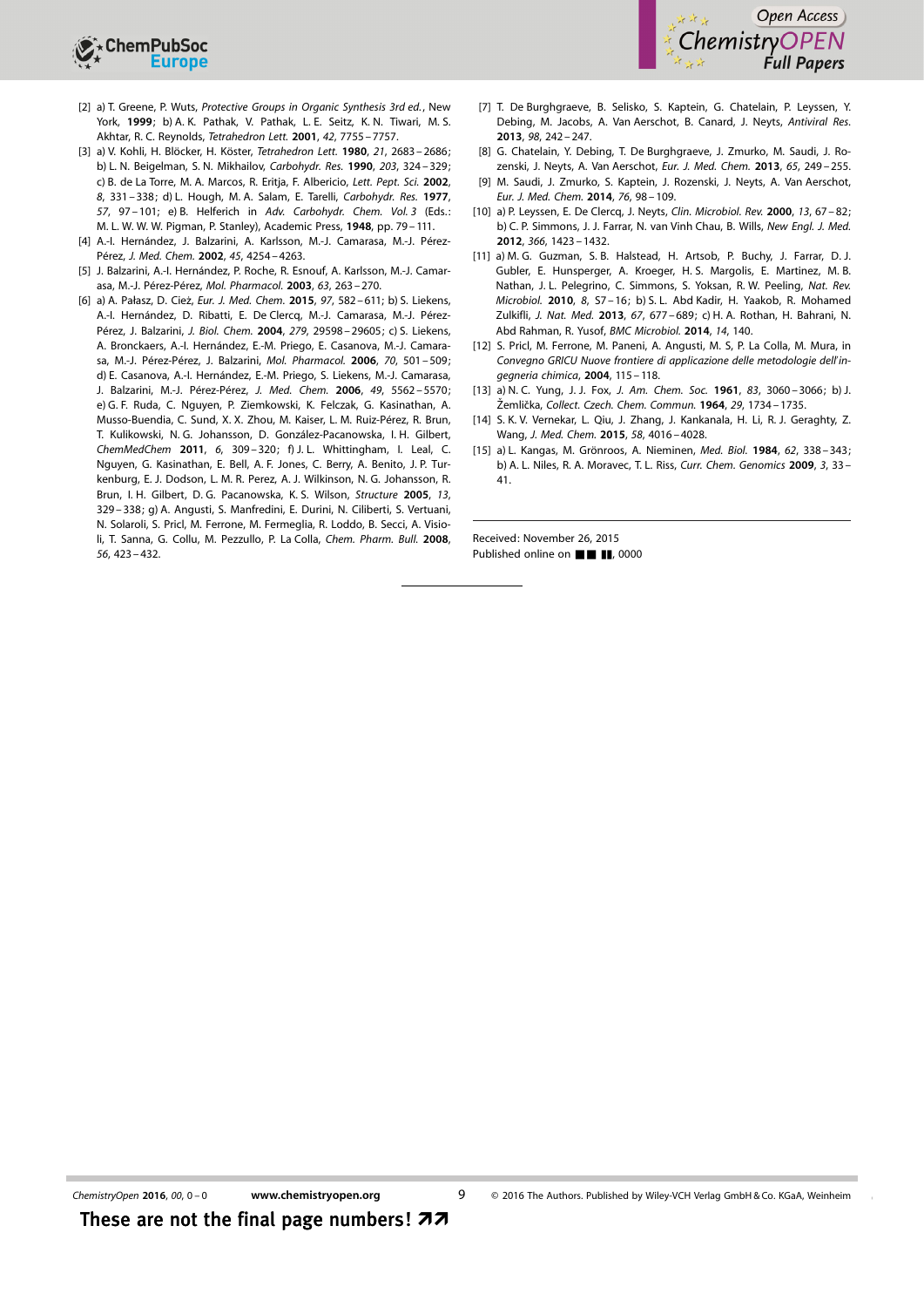[2] a) T. Greene, P. Wuts, *Protective Groups in Organic Synthesis 3rd ed.*, New York, **1999**; b) A. K. Pathak, V. Pathak, L. E. Seitz, K. N. Tiwari, M. S. Akhtar, R. C. Reynolds, *Tetrahedron Lett.* **2001**, *42*, 7755 – 7757.

[3] a) V. Kohli, H. Blöcker, H. Köster, *Tetrahedron Lett.* **1980**, *21*, 2683 – 2686; b) L. N. Beigelman, S. N. Mikhailov, *Carbohydr. Res.* **1990**, *203*, 324 – 329; c) B. de La Torre, M. A. Marcos, R. Eritja, F. Albericio, *Lett. Pept. Sci.* **2002**, *8*, 331 – 338; d) L. Hough, M. A. Salam, E. Tarelli, *Carbohydr. Res.* **1977**, *57*, 97 – 101; e) B. Helferich in *Adv. Carbohydr. Chem. Vol. 3* (Eds.: M. L. W. W. W. Pigman, P. Stanley), Academic Press, **1948**, pp. 79 – 111.

[4] A.-I. Hernández, J. Balzarini, A. Karlsson, M.-J. Camarasa, M.-J. Pérez-Pérez, *J. Med. Chem.* **2002**, *45*, 4254 – 4263.

[5] J. Balzarini, A.-I. Hernández, P. Roche, R. Esnouf, A. Karlsson, M.-J. Camarasa, M.-J. Pérez-Pérez, *Mol. Pharmacol.* **2003**, *63*, 263 – 270.

[6] a) A. Pałasz, D. Cież, *Eur. J. Med. Chem.* **2015**, *97*, 582 – 611; b) S. Liekens, A.-I. Hernández, D. Ribatti, E. De Clercq, M.-J. Camarasa, M.-J. Pérez-Pérez, J. Balzarini, *J. Biol. Chem.* **2004**, *279*, 29598 – 29605; c) S. Liekens, A. Bronckaers, A.-I. Hernández, E.-M. Priego, E. Casanova, M.-J. Camarasa, M.-J. Pérez-Pérez, J. Balzarini, *Mol. Pharmacol.* **2006**, *70*, 501 – 509; d) E. Casanova, A.-I. Hernández, E.-M. Priego, S. Liekens, M.-J. Camarasa, J. Balzarini, M.-J. Pérez-Pérez, *J. Med. Chem.* **2006**, *49*, 5562 – 5570; e) G. F. Ruda, C. Nguyen, P. Ziemkowski, K. Felczak, G. Kasinathan, A. Musso-Buendia, C. Sund, X. X. Zhou, M. Kaiser, L. M. Ruiz-Pérez, R. Brun, T. Kulikowski, N. G. Johansson, D. González-Pacanowska, I. H. Gilbert, *ChemMedChem* **2011**, *6*, 309 – 320; f) J. L. Whittingham, I. Leal, C. Nguyen, G. Kasinathan, E. Bell, A. F. Jones, C. Berry, A. Benito, J. P. Turkenburg, E. J. Dodson, L. M. R. Perez, A. J. Wilkinson, N. G. Johansson, R. Brun, I. H. Gilbert, D. G. Pacanowska, K. S. Wilson, *Structure* **2005**, *13*, 329 – 338; g) A. Angusti, S. Manfredini, E. Durini, N. Ciliberti, S. Vertuani, N. Solaroli, S. Pricl, M. Ferrone, M. Fermeglia, R. Loddo, B. Secci, A. Visioli, T. Sanna, G. Collu, M. Pezzullo, P. La Colla, *Chem. Pharm. Bull.* **2008**, *56*, 423 – 432.

[7] T. De Burghgraeve, B. Selisko, S. Kaptein, G. Chatelain, P. Leyssen, Y. Debing, M. Jacobs, A. Van Aerschot, B. Canard, J. Neyts, *Antiviral Res.* **2013**, *98*, 242 – 247.

[8] G. Chatelain, Y. Debing, T. De Burghgraeve, J. Zmurko, M. Saudi, J. Rozenski, J. Neyts, A. Van Aerschot, *Eur. J. Med. Chem.* **2013**, *65*, 249 – 255.

[9] M. Saudi, J. Zmurko, S. Kaptein, J. Rozenski, J. Neyts, A. Van Aerschot, *Eur. J. Med. Chem.* **2014**, *76*, 98 – 109.

[10] a) P. Leyssen, E. De Clercq, J. Neyts, *Clin. Microbiol. Rev.* **2000**, *13*, 67 – 82; b) C. P. Simmons, J. J. Farrar, N. van Vinh Chau, B. Wills, *New Engl. J. Med.* **2012**, *366*, 1423 – 1432.

[11] a) M. G. Guzman, S. B. Halstead, H. Artsob, P. Buchy, J. Farrar, D. J. Gubler, E. Hunsperger, A. Kroeger, H. S. Margolis, E. Martinez, M. B. Nathan, J. L. Pelegrino, C. Simmons, S. Yoksan, R. W. Peeling, *Nat. Rev. Microbiol.* **2010**, *8*, S7 – 16; b) S. L. Abd Kadir, H. Yaakob, R. Mohamed Zulkifli, *J. Nat. Med.* **2013**, *67*, 677 – 689; c) H. A. Rothan, H. Bahrani, N. Abd Rahman, R. Yusof, *BMC Microbiol.* **2014**, *14*, 140.

[12] S. Pricl, M. Ferrone, M. Paneni, A. Angusti, M. S, P. La Colla, M. Mura, in *Convegno GRICU Nuove frontiere di applicazione delle metodologie dell'ingegneria chimica*, **2004**, 115 – 118.

[13] a) N. C. Yung, J. J. Fox, *J. Am. Chem. Soc.* **1961**, *83*, 3060 – 3066; b) J. Žemlička, *Collect. Czech. Chem. Commun.* **1964**, *29*, 1734 – 1735.

[14] S. K. V. Vernekar, L. Qiu, J. Zhang, J. Kankanala, H. Li, R. J. Geraghty, Z. Wang, *J. Med. Chem.* **2015**, *58*, 4016 – 4028.

[15] a) L. Kangas, M. Grönroos, A. Nieminen, *Med. Biol.* **1984**, *62*, 338 – 343; b) A. L. Niles, R. A. Moravec, T. L. Riss, *Curr. Chem. Genomics* **2009**, *3*, 33 – 41.

Received: November 26, 2015
Published online on ■■ ■■, 0000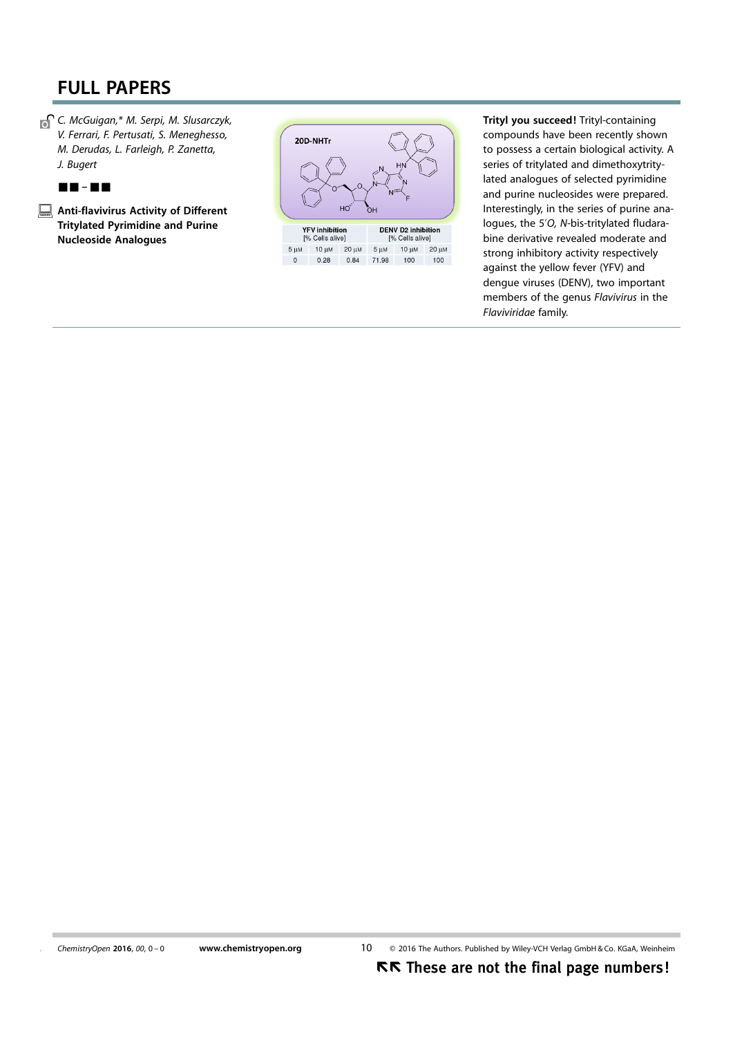## FULL PAPERS

*C. McGuigan,\* M. Serpi, M. Slusarczyk, V. Ferrari, F. Pertusati, S. Meneghesso, M. Derudas, L. Farleigh, P. Zanetta, J. Bugert*

■■ – ■■

**Anti-flavivirus Activity of Different Tritylated Pyrimidine and Purine Nucleoside Analogues**

20D-NHTr

| YFV inhibition [% Cells alive] | | | DENV D2 inhibition [% Cells alive] | | |
|---|---|---|---|---|---|
| 5 µM | 10 µM | 20 µM | 5 µM | 10 µM | 20 µM |
| 0 | 0.28 | 0.84 | 71.98 | 100 | 100 |

**Trityl you succeed!** Trityl-containing compounds have been recently shown to possess a certain biological activity. A series of tritylated and dimethoxytritylated analogues of selected pyrimidine and purine nucleosides were prepared. Interestingly, in the series of purine analogues, the 5′*O, N*-bis-tritylated fludarabine derivative revealed moderate and strong inhibitory activity respectively against the yellow fever (YFV) and dengue viruses (DENV), two important members of the genus *Flavivirus* in the *Flaviviridae* family.